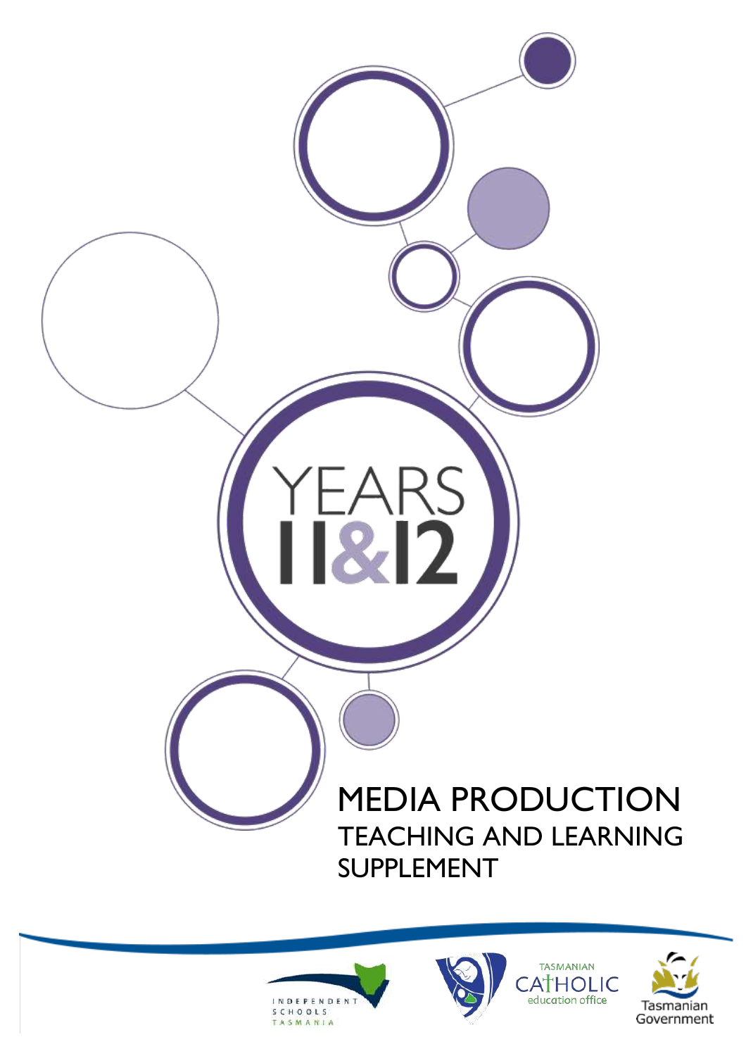# YEARS 11&12

# MEDIA PRODUCTION

## TEACHING AND LEARNING SUPPLEMENT

INDEPENDENT SCHOOLS TASMANIA

TASMANIAN CATHOLIC education office

Tasmanian Government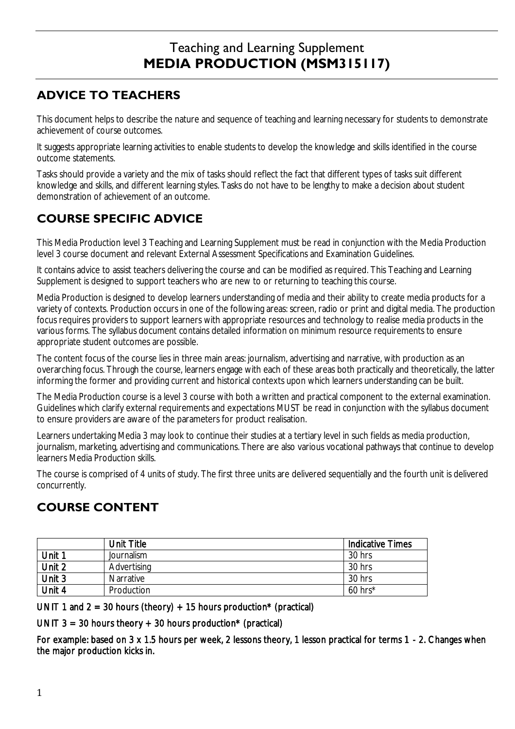# Teaching and Learning Supplement
# MEDIA PRODUCTION (MSM315117)

## ADVICE TO TEACHERS

This document helps to describe the nature and sequence of teaching and learning necessary for students to demonstrate achievement of course outcomes.

It suggests appropriate learning activities to enable students to develop the knowledge and skills identified in the course outcome statements.

Tasks should provide a variety and the mix of tasks should reflect the fact that different types of tasks suit different knowledge and skills, and different learning styles. Tasks do not have to be lengthy to make a decision about student demonstration of achievement of an outcome.

## COURSE SPECIFIC ADVICE

This Media Production level 3 Teaching and Learning Supplement must be read in conjunction with the Media Production level 3 course document and relevant External Assessment Specifications and Examination Guidelines.

It contains advice to assist teachers delivering the course and can be modified as required. This Teaching and Learning Supplement is designed to support teachers who are new to or returning to teaching this course.

Media Production is designed to develop learners understanding of media and their ability to create media products for a variety of contexts. Production occurs in one of the following areas: screen, radio or print and digital media. The production focus requires providers to support learners with appropriate resources and technology to realise media products in the various forms. The syllabus document contains detailed information on minimum resource requirements to ensure appropriate student outcomes are possible.

The content focus of the course lies in three main areas: journalism, advertising and narrative, with production as an overarching focus. Through the course, learners engage with each of these areas both practically and theoretically, the latter informing the former and providing current and historical contexts upon which learners understanding can be built.

The Media Production course is a level 3 course with both a written and practical component to the external examination. Guidelines which clarify external requirements and expectations MUST be read in conjunction with the syllabus document to ensure providers are aware of the parameters for product realisation.

Learners undertaking Media 3 may look to continue their studies at a tertiary level in such fields as media production, journalism, marketing, advertising and communications. There are also various vocational pathways that continue to develop learners Media Production skills.

The course is comprised of 4 units of study. The first three units are delivered sequentially and the fourth unit is delivered concurrently.

## COURSE CONTENT

| | Unit Title | Indicative Times |
|---|---|---|
| Unit 1 | Journalism | 30 hrs |
| Unit 2 | Advertising | 30 hrs |
| Unit 3 | Narrative | 30 hrs |
| Unit 4 | Production | 60 hrs* |

**UNIT 1 and 2 = 30 hours (theory) + 15 hours production* (practical)**

**UNIT 3 = 30 hours theory + 30 hours production* (practical)**

**For example: based on 3 x 1.5 hours per week, 2 lessons theory, 1 lesson practical for terms 1 - 2. Changes when the major production kicks in.**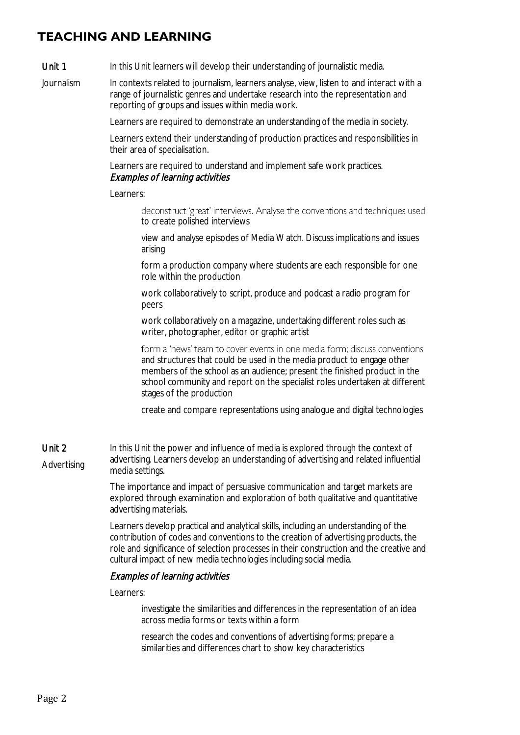## TEACHING AND LEARNING

**Unit 1**

Journalism

In this Unit learners will develop their understanding of journalistic media.

In contexts related to journalism, learners analyse, view, listen to and interact with a range of journalistic genres and undertake research into the representation and reporting of groups and issues within media work.

Learners are required to demonstrate an understanding of the media in society.

Learners extend their understanding of production practices and responsibilities in their area of specialisation.

Learners are required to understand and implement safe work practices.

*Examples of learning activities*

Learners:

- deconstruct 'great' interviews. Analyse the conventions and techniques used to create polished interviews
- view and analyse episodes of Media Watch. Discuss implications and issues arising
- form a production company where students are each responsible for one role within the production
- work collaboratively to script, produce and podcast a radio program for peers
- work collaboratively on a magazine, undertaking different roles such as writer, photographer, editor or graphic artist
- form a 'news' team to cover events in one media form; discuss conventions and structures that could be used in the media product to engage other members of the school as an audience; present the finished product in the school community and report on the specialist roles undertaken at different stages of the production
- create and compare representations using analogue and digital technologies

**Unit 2**

Advertising

In this Unit the power and influence of media is explored through the context of advertising. Learners develop an understanding of advertising and related influential media settings.

The importance and impact of persuasive communication and target markets are explored through examination and exploration of both qualitative and quantitative advertising materials.

Learners develop practical and analytical skills, including an understanding of the contribution of codes and conventions to the creation of advertising products, the role and significance of selection processes in their construction and the creative and cultural impact of new media technologies including social media.

*Examples of learning activities*

Learners:

- investigate the similarities and differences in the representation of an idea across media forms or texts within a form
- research the codes and conventions of advertising forms; prepare a similarities and differences chart to show key characteristics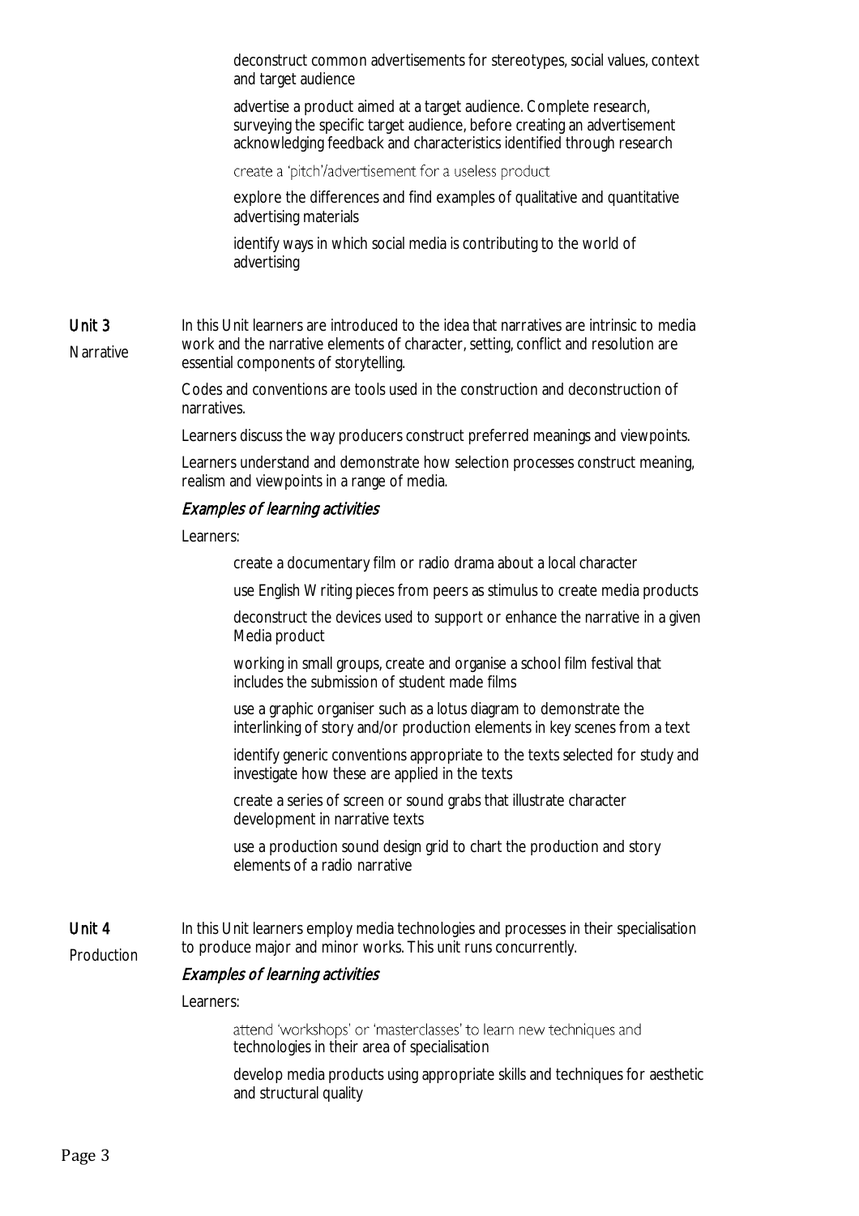- deconstruct common advertisements for stereotypes, social values, context and target audience
- advertise a product aimed at a target audience. Complete research, surveying the specific target audience, before creating an advertisement acknowledging feedback and characteristics identified through research
- create a 'pitch'/advertisement for a useless product
- explore the differences and find examples of qualitative and quantitative advertising materials
- identify ways in which social media is contributing to the world of advertising

## Unit 3 Narrative

In this Unit learners are introduced to the idea that narratives are intrinsic to media work and the narrative elements of character, setting, conflict and resolution are essential components of storytelling.

Codes and conventions are tools used in the construction and deconstruction of narratives.

Learners discuss the way producers construct preferred meanings and viewpoints.

Learners understand and demonstrate how selection processes construct meaning, realism and viewpoints in a range of media.

### *Examples of learning activities*

Learners:

- create a documentary film or radio drama about a local character
- use English Writing pieces from peers as stimulus to create media products
- deconstruct the devices used to support or enhance the narrative in a given Media product
- working in small groups, create and organise a school film festival that includes the submission of student made films
- use a graphic organiser such as a lotus diagram to demonstrate the interlinking of story and/or production elements in key scenes from a text
- identify generic conventions appropriate to the texts selected for study and investigate how these are applied in the texts
- create a series of screen or sound grabs that illustrate character development in narrative texts
- use a production sound design grid to chart the production and story elements of a radio narrative

## Unit 4 Production

In this Unit learners employ media technologies and processes in their specialisation to produce major and minor works. This unit runs concurrently.

### *Examples of learning activities*

Learners:

- attend 'workshops' or 'masterclasses' to learn new techniques and technologies in their area of specialisation
- develop media products using appropriate skills and techniques for aesthetic and structural quality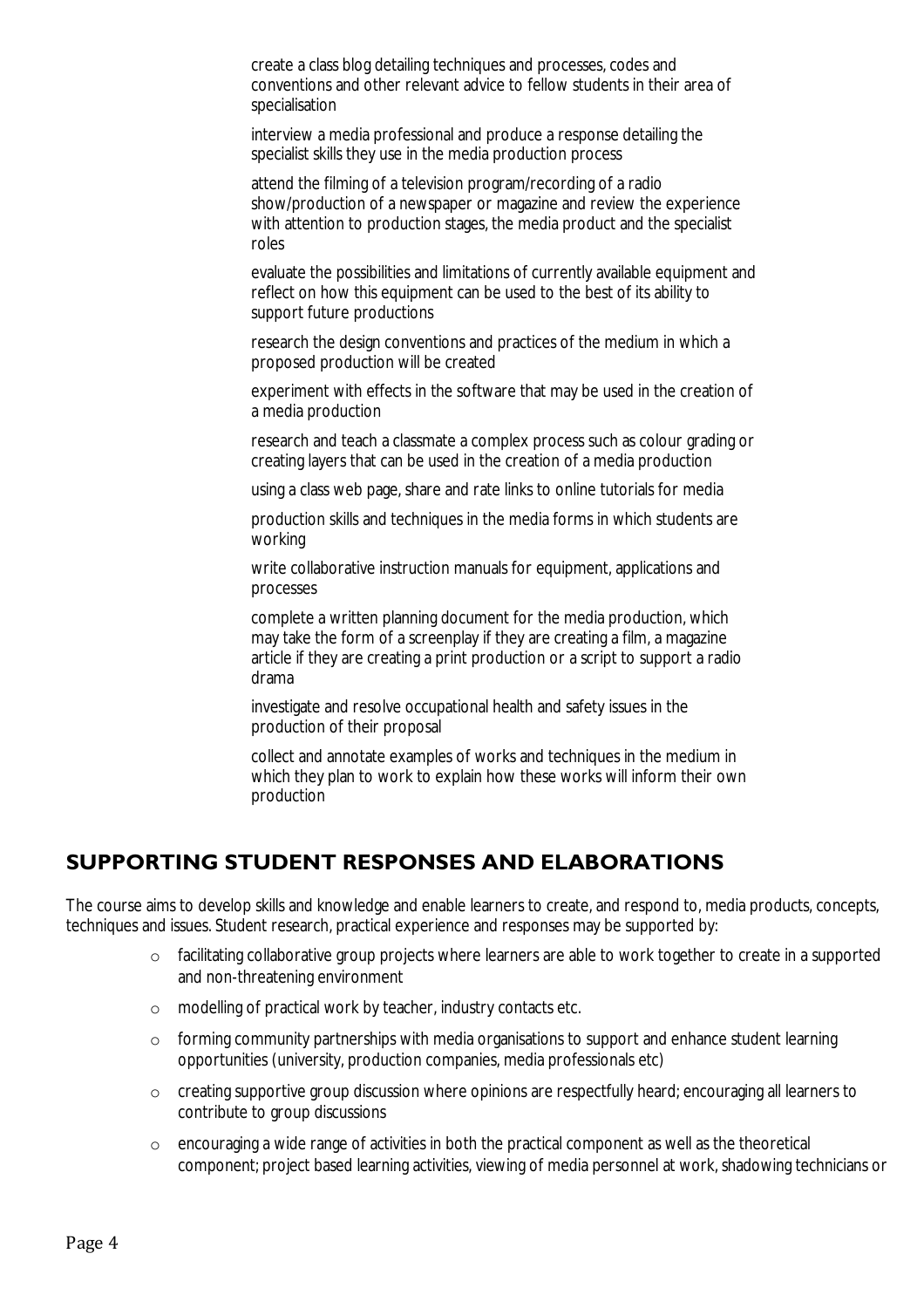create a class blog detailing techniques and processes, codes and conventions and other relevant advice to fellow students in their area of specialisation

interview a media professional and produce a response detailing the specialist skills they use in the media production process

attend the filming of a television program/recording of a radio show/production of a newspaper or magazine and review the experience with attention to production stages, the media product and the specialist roles

evaluate the possibilities and limitations of currently available equipment and reflect on how this equipment can be used to the best of its ability to support future productions

research the design conventions and practices of the medium in which a proposed production will be created

experiment with effects in the software that may be used in the creation of a media production

research and teach a classmate a complex process such as colour grading or creating layers that can be used in the creation of a media production

using a class web page, share and rate links to online tutorials for media

production skills and techniques in the media forms in which students are working

write collaborative instruction manuals for equipment, applications and processes

complete a written planning document for the media production, which may take the form of a screenplay if they are creating a film, a magazine article if they are creating a print production or a script to support a radio drama

investigate and resolve occupational health and safety issues in the production of their proposal

collect and annotate examples of works and techniques in the medium in which they plan to work to explain how these works will inform their own production

## SUPPORTING STUDENT RESPONSES AND ELABORATIONS

The course aims to develop skills and knowledge and enable learners to create, and respond to, media products, concepts, techniques and issues. Student research, practical experience and responses may be supported by:

- facilitating collaborative group projects where learners are able to work together to create in a supported and non-threatening environment
- modelling of practical work by teacher, industry contacts etc.
- forming community partnerships with media organisations to support and enhance student learning opportunities (university, production companies, media professionals etc)
- creating supportive group discussion where opinions are respectfully heard; encouraging all learners to contribute to group discussions
- encouraging a wide range of activities in both the practical component as well as the theoretical component; project based learning activities, viewing of media personnel at work, shadowing technicians or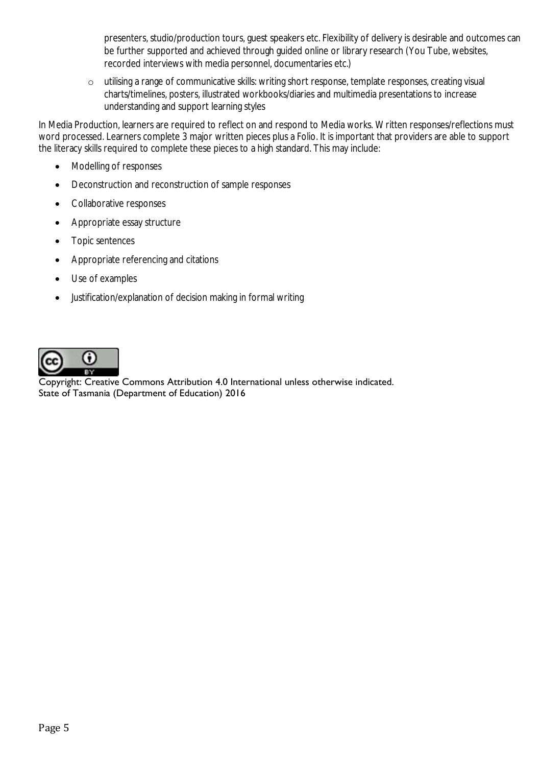presenters, studio/production tours, guest speakers etc. Flexibility of delivery is desirable and outcomes can be further supported and achieved through guided online or library research (You Tube, websites, recorded interviews with media personnel, documentaries etc.)

  - utilising a range of communicative skills: writing short response, template responses, creating visual charts/timelines, posters, illustrated workbooks/diaries and multimedia presentations to increase understanding and support learning styles

In Media Production, learners are required to reflect on and respond to Media works. Written responses/reflections must word processed. Learners complete 3 major written pieces plus a Folio. It is important that providers are able to support the literacy skills required to complete these pieces to a high standard. This may include:

- Modelling of responses
- Deconstruction and reconstruction of sample responses
- Collaborative responses
- Appropriate essay structure
- Topic sentences
- Appropriate referencing and citations
- Use of examples
- Justification/explanation of decision making in formal writing

Copyright: Creative Commons Attribution 4.0 International unless otherwise indicated.
State of Tasmania (Department of Education) 2016